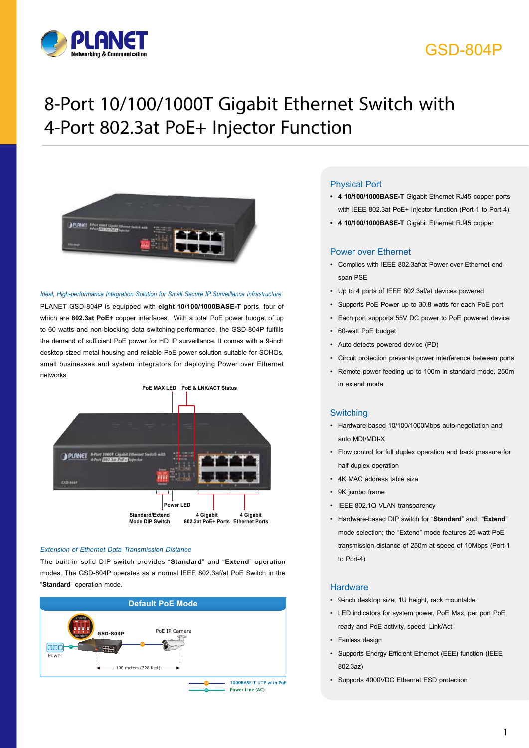GSD-804P

# 8-Port 10/100/1000T Gigabit Ethernet Switch with 4-Port 802.3at PoE+ Injector Function

*Ideal, High-performance Integration Solution for Small Secure IP Surveillance Infrastructure*

PLANET GSD-804P is equipped with **eight 10/100/1000BASE-T** ports, four of which are **802.3at PoE+** copper interfaces. With a total PoE power budget of up to 60 watts and non-blocking data switching performance, the GSD-804P fulfills the demand of sufficient PoE power for HD IP surveillance. It comes with a 9-inch desktop-sized metal housing and reliable PoE power solution suitable for SOHOs, small businesses and system integrators for deploying Power over Ethernet networks.

PoE MAX LED | PoE & LNK/ACT Status | Power LED | Standard/Extend Mode DIP Switch | 4 Gigabit 802.3at PoE+ Ports | 4 Gigabit Ethernet Ports

*Extension of Ethernet Data Transmission Distance*

The built-in solid DIP switch provides "**Standard**" and "**Extend**" operation modes. The GSD-804P operates as a normal IEEE 802.3af/at PoE Switch in the "**Standard**" operation mode.

**Default PoE Mode**

GSD-804P — PoE IP Camera — Power — 100 meters (328 feet)

1000BASE-T UTP with PoE
Power Line (AC)

## Physical Port

- **4 10/100/1000BASE-T** Gigabit Ethernet RJ45 copper ports with IEEE 802.3at PoE+ Injector function (Port-1 to Port-4)
- **4 10/100/1000BASE-T** Gigabit Ethernet RJ45 copper

## Power over Ethernet

- Complies with IEEE 802.3af/at Power over Ethernet end-span PSE
- Up to 4 ports of IEEE 802.3af/at devices powered
- Supports PoE Power up to 30.8 watts for each PoE port
- Each port supports 55V DC power to PoE powered device
- 60-watt PoE budget
- Auto detects powered device (PD)
- Circuit protection prevents power interference between ports
- Remote power feeding up to 100m in standard mode, 250m in extend mode

## Switching

- Hardware-based 10/100/1000Mbps auto-negotiation and auto MDI/MDI-X
- Flow control for full duplex operation and back pressure for half duplex operation
- 4K MAC address table size
- 9K jumbo frame
- IEEE 802.1Q VLAN transparency
- Hardware-based DIP switch for "**Standard**" and "**Extend**" mode selection; the "Extend" mode features 25-watt PoE transmission distance of 250m at speed of 10Mbps (Port-1 to Port-4)

## Hardware

- 9-inch desktop size, 1U height, rack mountable
- LED indicators for system power, PoE Max, per port PoE ready and PoE activity, speed, Link/Act
- Fanless design
- Supports Energy-Efficient Ethernet (EEE) function (IEEE 802.3az)
- Supports 4000VDC Ethernet ESD protection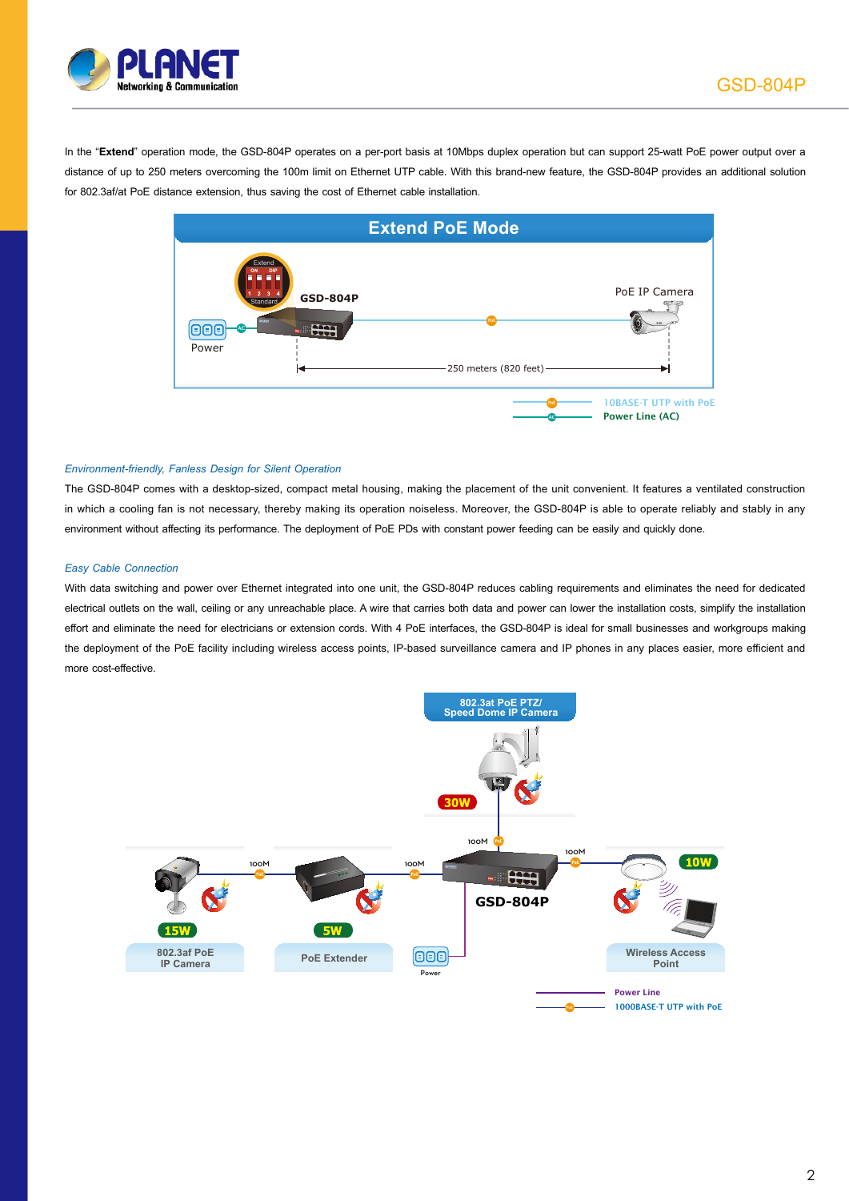In the "**Extend**" operation mode, the GSD-804P operates on a per-port basis at 10Mbps duplex operation but can support 25-watt PoE power output over a distance of up to 250 meters overcoming the 100m limit on Ethernet UTP cable. With this brand-new feature, the GSD-804P provides an additional solution for 802.3af/at PoE distance extension, thus saving the cost of Ethernet cable installation.

*Environment-friendly, Fanless Design for Silent Operation*

The GSD-804P comes with a desktop-sized, compact metal housing, making the placement of the unit convenient. It features a ventilated construction in which a cooling fan is not necessary, thereby making its operation noiseless. Moreover, the GSD-804P is able to operate reliably and stably in any environment without affecting its performance. The deployment of PoE PDs with constant power feeding can be easily and quickly done.

*Easy Cable Connection*

With data switching and power over Ethernet integrated into one unit, the GSD-804P reduces cabling requirements and eliminates the need for dedicated electrical outlets on the wall, ceiling or any unreachable place. A wire that carries both data and power can lower the installation costs, simplify the installation effort and eliminate the need for electricians or extension cords. With 4 PoE interfaces, the GSD-804P is ideal for small businesses and workgroups making the deployment of the PoE facility including wireless access points, IP-based surveillance camera and IP phones in any places easier, more efficient and more cost-effective.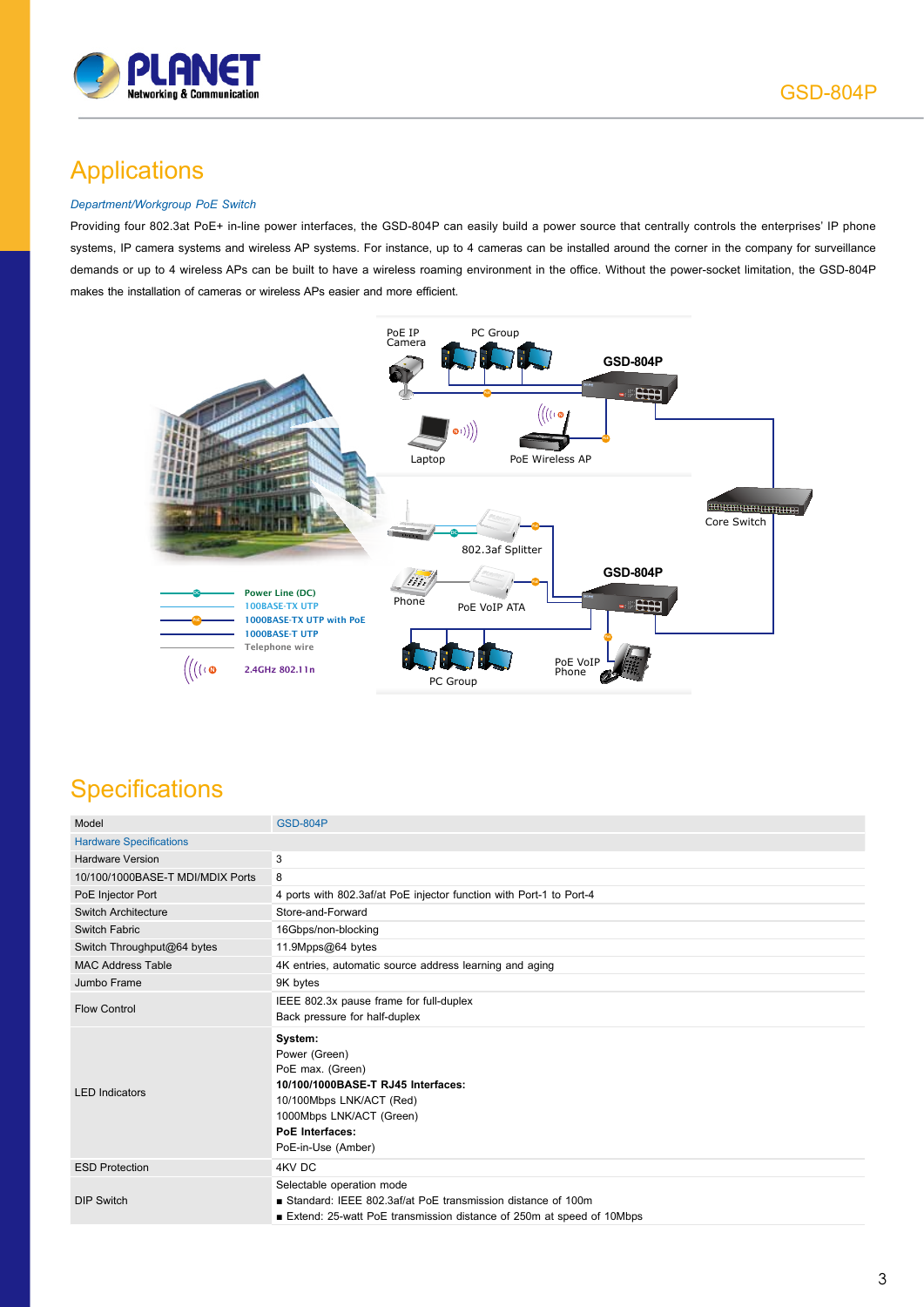## Applications

*Department/Workgroup PoE Switch*

Providing four 802.3at PoE+ in-line power interfaces, the GSD-804P can easily build a power source that centrally controls the enterprises' IP phone systems, IP camera systems and wireless AP systems. For instance, up to 4 cameras can be installed around the corner in the company for surveillance demands or up to 4 wireless APs can be built to have a wireless roaming environment in the office. Without the power-socket limitation, the GSD-804P makes the installation of cameras or wireless APs easier and more efficient.

## Specifications

| Model | GSD-804P |
|---|---|
| **Hardware Specifications** | |
| Hardware Version | 3 |
| 10/100/1000BASE-T MDI/MDIX Ports | 8 |
| PoE Injector Port | 4 ports with 802.3af/at PoE injector function with Port-1 to Port-4 |
| Switch Architecture | Store-and-Forward |
| Switch Fabric | 16Gbps/non-blocking |
| Switch Throughput@64 bytes | 11.9Mpps@64 bytes |
| MAC Address Table | 4K entries, automatic source address learning and aging |
| Jumbo Frame | 9K bytes |
| Flow Control | IEEE 802.3x pause frame for full-duplex<br>Back pressure for half-duplex |
| LED Indicators | **System:**<br>Power (Green)<br>PoE max. (Green)<br>**10/100/1000BASE-T RJ45 Interfaces:**<br>10/100Mbps LNK/ACT (Red)<br>1000Mbps LNK/ACT (Green)<br>**PoE Interfaces:**<br>PoE-in-Use (Amber) |
| ESD Protection | 4KV DC |
| DIP Switch | Selectable operation mode<br>■ Standard: IEEE 802.3af/at PoE transmission distance of 100m<br>■ Extend: 25-watt PoE transmission distance of 250m at speed of 10Mbps |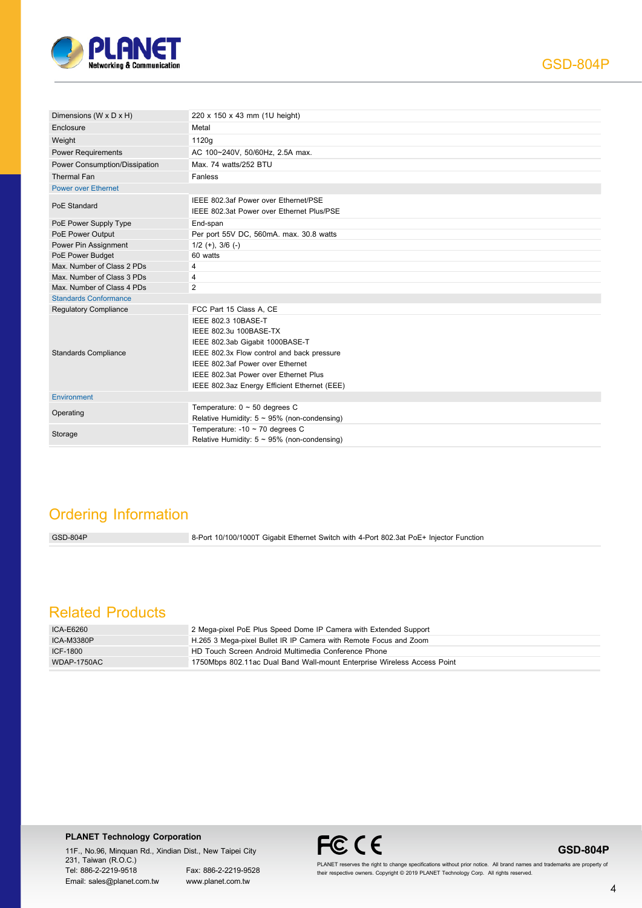| | |
|---|---|
| Dimensions (W x D x H) | 220 x 150 x 43 mm (1U height) |
| Enclosure | Metal |
| Weight | 1120g |
| Power Requirements | AC 100~240V, 50/60Hz, 2.5A max. |
| Power Consumption/Dissipation | Max. 74 watts/252 BTU |
| Thermal Fan | Fanless |
| **Power over Ethernet** | |
| PoE Standard | IEEE 802.3af Power over Ethernet/PSE<br>IEEE 802.3at Power over Ethernet Plus/PSE |
| PoE Power Supply Type | End-span |
| PoE Power Output | Per port 55V DC, 560mA. max. 30.8 watts |
| Power Pin Assignment | 1/2 (+), 3/6 (-) |
| PoE Power Budget | 60 watts |
| Max. Number of Class 2 PDs | 4 |
| Max. Number of Class 3 PDs | 4 |
| Max. Number of Class 4 PDs | 2 |
| **Standards Conformance** | |
| Regulatory Compliance | FCC Part 15 Class A, CE |
| Standards Compliance | IEEE 802.3 10BASE-T<br>IEEE 802.3u 100BASE-TX<br>IEEE 802.3ab Gigabit 1000BASE-T<br>IEEE 802.3x Flow control and back pressure<br>IEEE 802.3af Power over Ethernet<br>IEEE 802.3at Power over Ethernet Plus<br>IEEE 802.3az Energy Efficient Ethernet (EEE) |
| **Environment** | |
| Operating | Temperature: 0 ~ 50 degrees C<br>Relative Humidity: 5 ~ 95% (non-condensing) |
| Storage | Temperature: -10 ~ 70 degrees C<br>Relative Humidity: 5 ~ 95% (non-condensing) |

## Ordering Information

| | |
|---|---|
| GSD-804P | 8-Port 10/100/1000T Gigabit Ethernet Switch with 4-Port 802.3at PoE+ Injector Function |

## Related Products

| | |
|---|---|
| ICA-E6260 | 2 Mega-pixel PoE Plus Speed Dome IP Camera with Extended Support |
| ICA-M3380P | H.265 3 Mega-pixel Bullet IR IP Camera with Remote Focus and Zoom |
| ICF-1800 | HD Touch Screen Android Multimedia Conference Phone |
| WDAP-1750AC | 1750Mbps 802.11ac Dual Band Wall-mount Enterprise Wireless Access Point |

**PLANET Technology Corporation**

11F., No.96, Minquan Rd., Xindian Dist., New Taipei City 231, Taiwan (R.O.C.)
Tel: 886-2-2219-9518 Fax: 886-2-2219-9528
Email: sales@planet.com.tw www.planet.com.tw

PLANET reserves the right to change specifications without prior notice. All brand names and trademarks are property of their respective owners. Copyright © 2019 PLANET Technology Corp. All rights reserved.